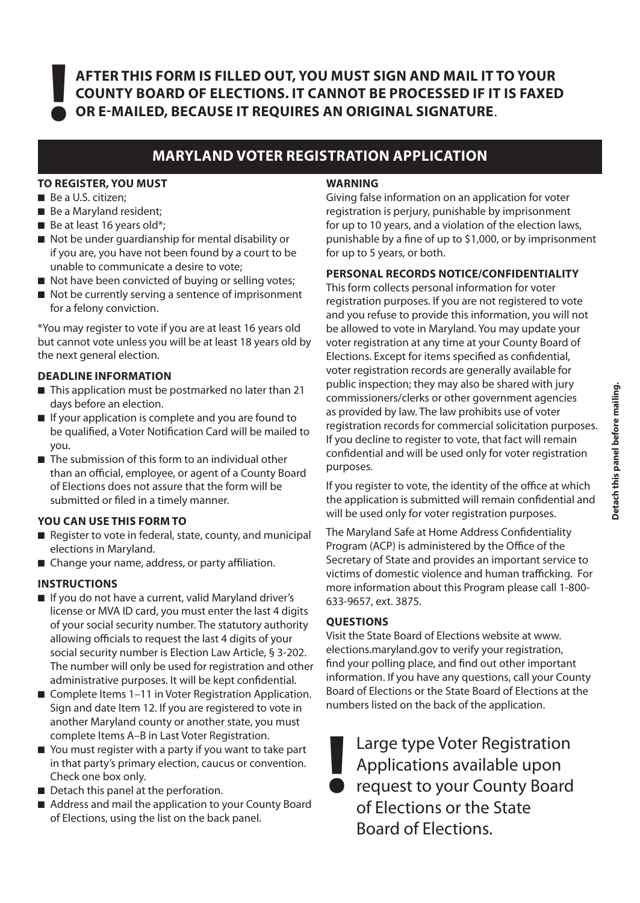**AFTER THIS FORM IS FILLED OUT, YOU MUST SIGN AND MAIL IT TO YOUR COUNTY BOARD OF ELECTIONS. IT CANNOT BE PROCESSED IF IT IS FAXED OR E-MAILED, BECAUSE IT REQUIRES AN ORIGINAL SIGNATURE**.

# MARYLAND VOTER REGISTRATION APPLICATION

### TO REGISTER, YOU MUST

- Be a U.S. citizen;
- Be a Maryland resident;
- Be at least 16 years old*;
- Not be under guardianship for mental disability or if you are, you have not been found by a court to be unable to communicate a desire to vote;
- Not have been convicted of buying or selling votes;
- Not be currently serving a sentence of imprisonment for a felony conviction.

*You may register to vote if you are at least 16 years old but cannot vote unless you will be at least 18 years old by the next general election.

### DEADLINE INFORMATION

- This application must be postmarked no later than 21 days before an election.
- If your application is complete and you are found to be qualified, a Voter Notification Card will be mailed to you.
- The submission of this form to an individual other than an official, employee, or agent of a County Board of Elections does not assure that the form will be submitted or filed in a timely manner.

### YOU CAN USE THIS FORM TO

- Register to vote in federal, state, county, and municipal elections in Maryland.
- Change your name, address, or party affiliation.

### INSTRUCTIONS

- If you do not have a current, valid Maryland driver's license or MVA ID card, you must enter the last 4 digits of your social security number. The statutory authority allowing officials to request the last 4 digits of your social security number is Election Law Article, § 3-202. The number will only be used for registration and other administrative purposes. It will be kept confidential.
- Complete Items 1–11 in Voter Registration Application. Sign and date Item 12. If you are registered to vote in another Maryland county or another state, you must complete Items A–B in Last Voter Registration.
- You must register with a party if you want to take part in that party's primary election, caucus or convention. Check one box only.
- Detach this panel at the perforation.
- Address and mail the application to your County Board of Elections, using the list on the back panel.

### WARNING

Giving false information on an application for voter registration is perjury, punishable by imprisonment for up to 10 years, and a violation of the election laws, punishable by a fine of up to $1,000, or by imprisonment for up to 5 years, or both.

### PERSONAL RECORDS NOTICE/CONFIDENTIALITY

This form collects personal information for voter registration purposes. If you are not registered to vote and you refuse to provide this information, you will not be allowed to vote in Maryland. You may update your voter registration at any time at your County Board of Elections. Except for items specified as confidential, voter registration records are generally available for public inspection; they may also be shared with jury commissioners/clerks or other government agencies as provided by law. The law prohibits use of voter registration records for commercial solicitation purposes. If you decline to register to vote, that fact will remain confidential and will be used only for voter registration purposes.

If you register to vote, the identity of the office at which the application is submitted will remain confidential and will be used only for voter registration purposes.

The Maryland Safe at Home Address Confidentiality Program (ACP) is administered by the Office of the Secretary of State and provides an important service to victims of domestic violence and human trafficking. For more information about this Program please call 1-800-633-9657, ext. 3875.

### QUESTIONS

Visit the State Board of Elections website at www.elections.maryland.gov to verify your registration, find your polling place, and find out other important information. If you have any questions, call your County Board of Elections or the State Board of Elections at the numbers listed on the back of the application.

Large type Voter Registration Applications available upon request to your County Board of Elections or the State Board of Elections.

Detach this panel before mailing.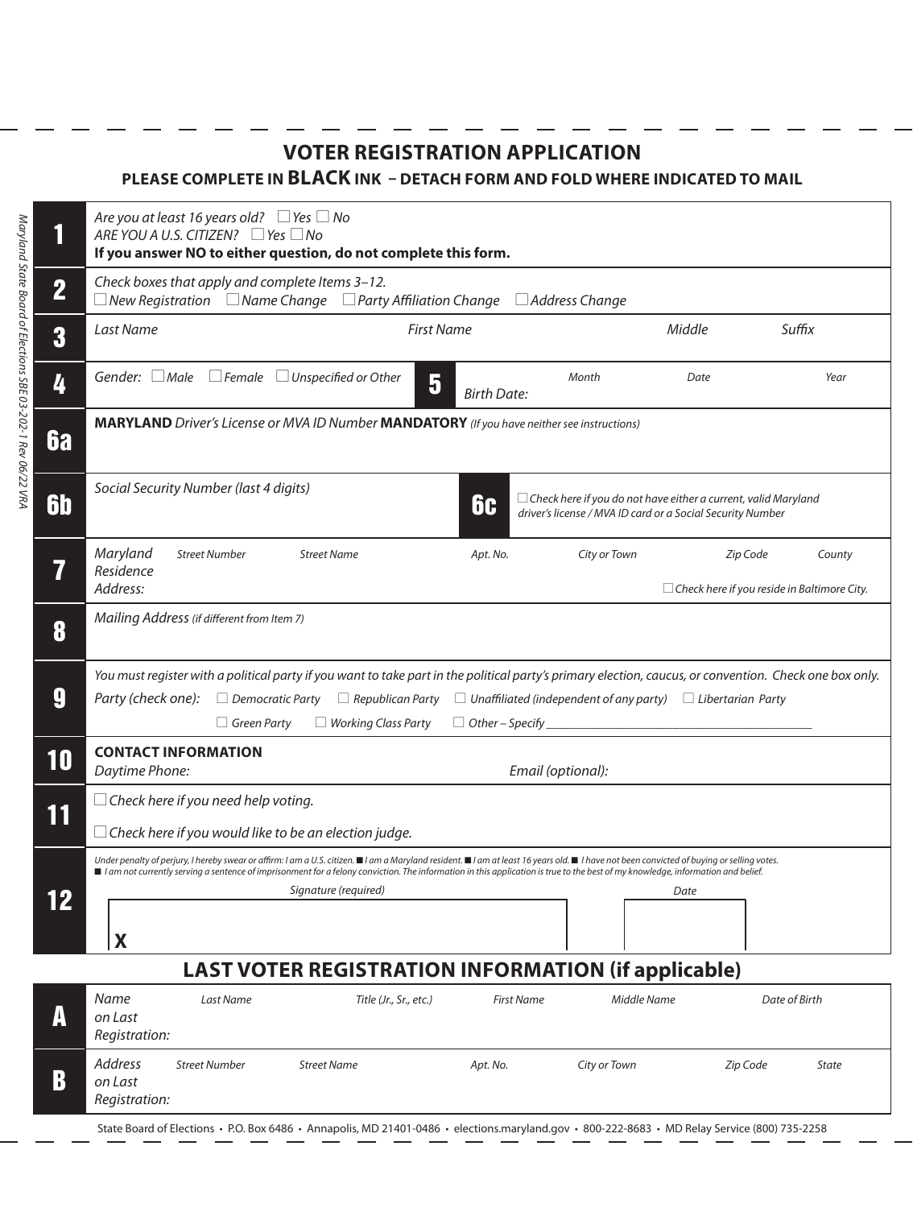## VOTER REGISTRATION APPLICATION

**PLEASE COMPLETE IN BLACK INK – DETACH FORM AND FOLD WHERE INDICATED TO MAIL**

*Maryland State Board of Elections SBE 03-202-1 Rev 06/22 VRA*

**1** *Are you at least 16 years old?* ☐ *Yes* ☐ *No*
*ARE YOU A U.S. CITIZEN?* ☐ *Yes* ☐ *No*
**If you answer NO to either question, do not complete this form.**

**2** *Check boxes that apply and complete Items 3–12.*
☐ *New Registration* ☐ *Name Change* ☐ *Party Affiliation Change* ☐ *Address Change*

**3** *Last Name* | *First Name* | *Middle* | *Suffix*

**4** *Gender:* ☐ *Male* ☐ *Female* ☐ *Unspecified or Other*

**5** *Birth Date:* *Month* | *Date* | *Year*

**6a** **MARYLAND** *Driver's License or MVA ID Number* **MANDATORY** *(If you have neither see instructions)*

**6b** *Social Security Number (last 4 digits)*

**6c** ☐ *Check here if you do not have either a current, valid Maryland driver's license / MVA ID card or a Social Security Number*

**7** *Maryland Residence Address:* *Street Number* | *Street Name* | *Apt. No.* | *City or Town* | *Zip Code* | *County*
☐ *Check here if you reside in Baltimore City.*

**8** *Mailing Address (if different from Item 7)*

**9** *You must register with a political party if you want to take part in the political party's primary election, caucus, or convention. Check one box only.*
*Party (check one):* ☐ *Democratic Party* ☐ *Republican Party* ☐ *Unaffiliated (independent of any party)* ☐ *Libertarian Party*
☐ *Green Party* ☐ *Working Class Party* ☐ *Other – Specify* ______________________

**10** **CONTACT INFORMATION**
*Daytime Phone:* | *Email (optional):*

**11** ☐ *Check here if you need help voting.*
☐ *Check here if you would like to be an election judge.*

**12** *Under penalty of perjury, I hereby swear or affirm: I am a U.S. citizen.* ■ *I am a Maryland resident.* ■ *I am at least 16 years old.* ■ *I have not been convicted of buying or selling votes.* ■ *I am not currently serving a sentence of imprisonment for a felony conviction. The information in this application is true to the best of my knowledge, information and belief.*

*Signature (required)* | *Date*

**X**

## LAST VOTER REGISTRATION INFORMATION (if applicable)

**A** *Name on Last Registration:* *Last Name* | *Title (Jr., Sr., etc.)* | *First Name* | *Middle Name* | *Date of Birth*

**B** *Address on Last Registration:* *Street Number* | *Street Name* | *Apt. No.* | *City or Town* | *Zip Code* | *State*

State Board of Elections • P.O. Box 6486 • Annapolis, MD 21401-0486 • elections.maryland.gov • 800-222-8683 • MD Relay Service (800) 735-2258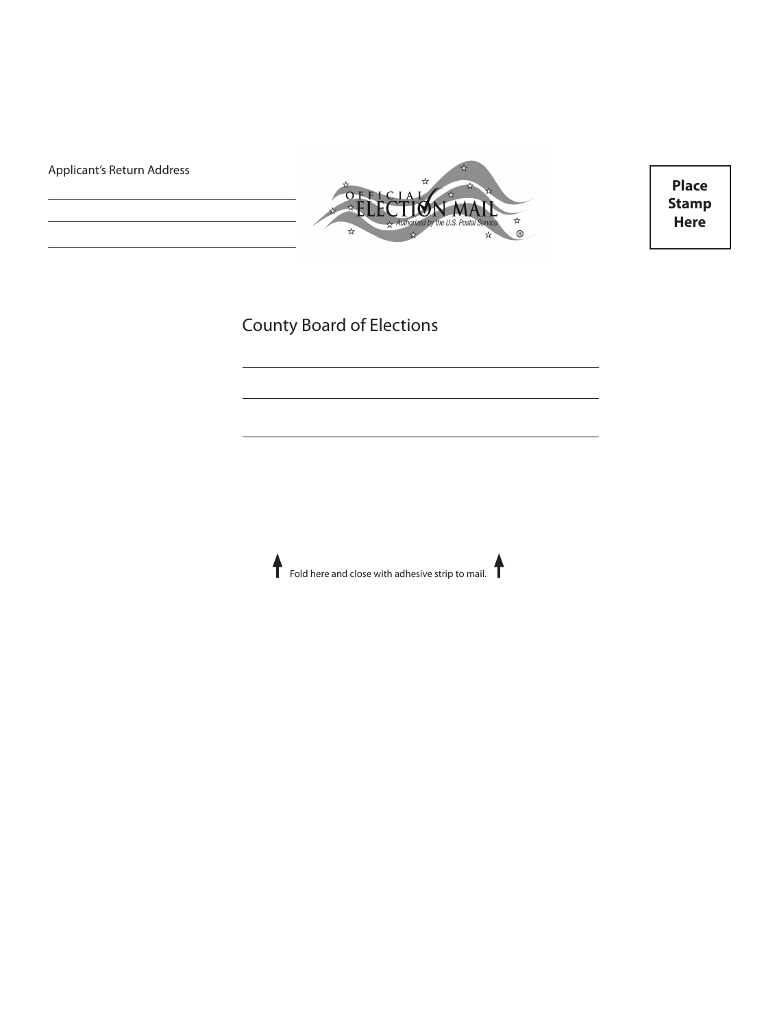Applicant's Return Address

\_\_\_\_\_\_\_\_\_\_\_\_\_\_\_\_\_\_\_\_\_\_\_\_\_\_\_\_\_\_

\_\_\_\_\_\_\_\_\_\_\_\_\_\_\_\_\_\_\_\_\_\_\_\_\_\_\_\_\_\_

\_\_\_\_\_\_\_\_\_\_\_\_\_\_\_\_\_\_\_\_\_\_\_\_\_\_\_\_\_\_

OFFICIAL ELECTION MAIL
Authorized by the U.S. Postal Service ®

**Place Stamp Here**

County Board of Elections

\_\_\_\_\_\_\_\_\_\_\_\_\_\_\_\_\_\_\_\_\_\_\_\_\_\_\_\_\_\_\_\_\_\_\_\_\_\_\_\_

\_\_\_\_\_\_\_\_\_\_\_\_\_\_\_\_\_\_\_\_\_\_\_\_\_\_\_\_\_\_\_\_\_\_\_\_\_\_\_\_

\_\_\_\_\_\_\_\_\_\_\_\_\_\_\_\_\_\_\_\_\_\_\_\_\_\_\_\_\_\_\_\_\_\_\_\_\_\_\_\_

↑ Fold here and close with adhesive strip to mail. ↑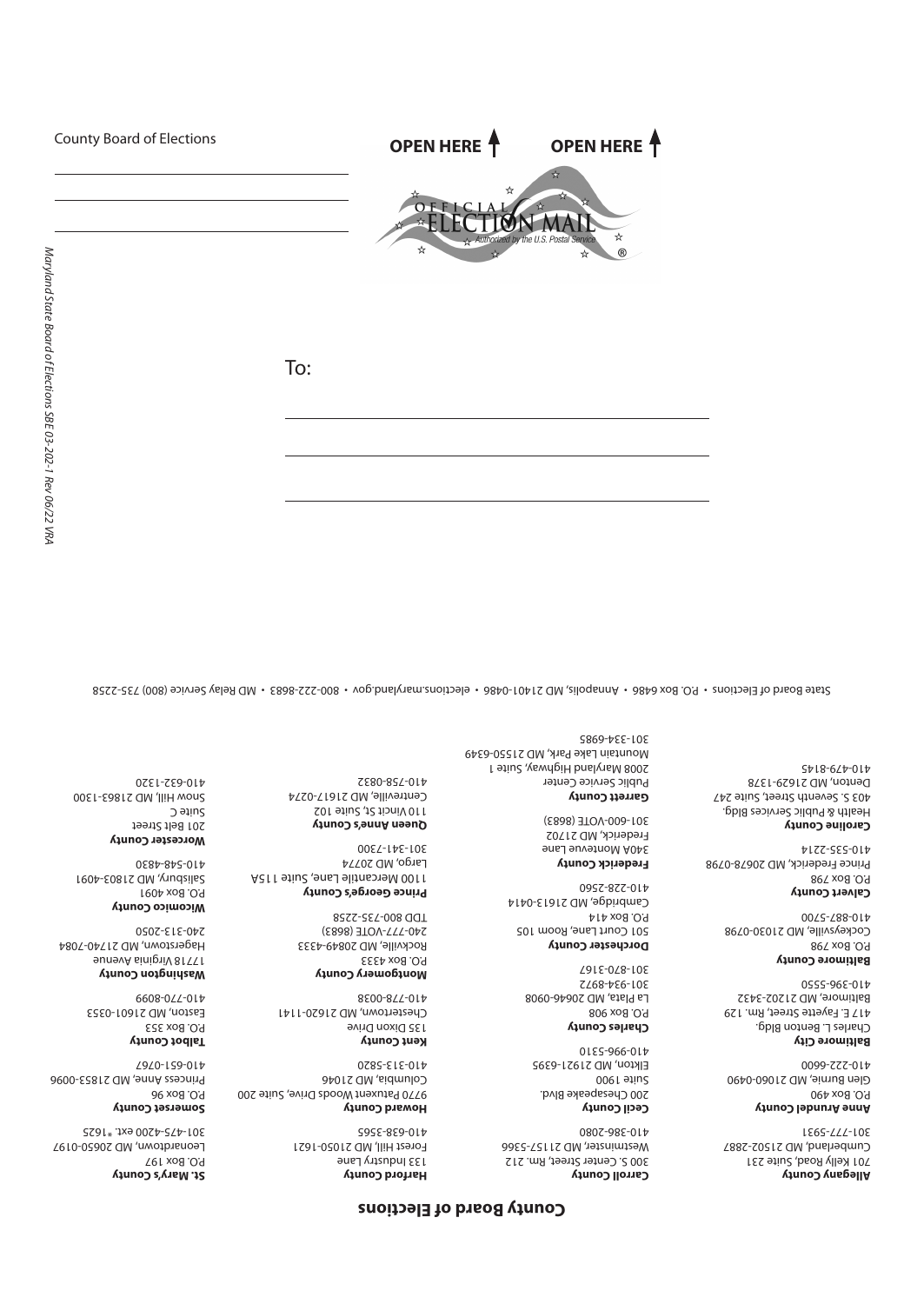County Board of Elections

OPEN HERE ↑ OPEN HERE ↑

OFFICIAL ELECTION MAIL
Authorized by the U.S. Postal Service ®

*Maryland State Board of Elections SBE 03-202-1 Rev 06/22 VRA*

To:

State Board of Elections • P.O. Box 6486 • Annapolis, MD 21401-0486 • elections.maryland.gov • 800-222-8683 • MD Relay Service (800) 735-2258

## County Board of Elections

**Allegany County**
701 Kelly Road, Suite 231
Cumberland, MD 21502-2887
301-777-5931

**Anne Arundel County**
P.O. Box 490
Glen Burnie, MD 21060-0490
410-222-6600

**Baltimore City**
Charles L. Benton Bldg.
417 E. Fayette Street, Rm. 129
Baltimore, MD 21202-3432
410-396-5550

**Baltimore County**
P.O. Box 798
Cockeysville, MD 21030-0798
410-887-5700

**Calvert County**
P.O. Box 798
Prince Frederick, MD 20678-0798
410-535-2214

**Caroline County**
Health & Public Services Bldg.
403 S. Seventh Street, Suite 247
Denton, MD 21629-1378
410-479-8145

**Carroll County**
300 S. Center Street, Rm. 212
Westminster, MD 21157-5366
410-386-2080

**Cecil County**
200 Chesapeake Blvd.
Suite 1900
Elkton, MD 21921-6395
410-996-5310

**Charles County**
P.O. Box 908
La Plata, MD 20646-0908
301-934-8972
301-870-3167

**Dorchester County**
501 Court Lane, Room 105
P.O. Box 414
Cambridge, MD 21613-0414
410-228-2560

**Frederick County**
340A Montevue Lane
Frederick, MD 21702
301-600-VOTE (8683)

**Garrett County**
Public Service Center
2008 Maryland Highway, Suite 1
Mountain Lake Park, MD 21550-6349
301-334-6985

**Harford County**
133 Industry Lane
Forest Hill, MD 21050-1621
410-638-3565

**Howard County**
9770 Patuxent Woods Drive, Suite 200
Columbia, MD 21046
410-313-5820

**Kent County**
135 Dixon Drive
Chestertown, MD 21620-1141
410-778-0038

**Montgomery County**
P.O. Box 4333
Rockville, MD 20849-4333
240-777-VOTE (8683)
TDD 800-735-2258

**Prince George's County**
1100 Mercantile Lane, Suite 115A
Largo, MD 20774
301-341-7300

**Queen Anne's County**
110 Vincit St, Suite 102
Centreville, MD 21617-0274
410-758-0832

**St. Mary's County**
P.O. Box 197
Leonardtown, MD 20650-0197
301-475-4200 ext. *1625

**Somerset County**
P.O. Box 96
Princess Anne, MD 21853-0096
410-651-0767

**Talbot County**
P.O. Box 353
Easton, MD 21601-0353
410-770-8099

**Washington County**
17718 Virginia Avenue
Hagerstown, MD 21740-7084
240-313-2050

**Wicomico County**
P.O. Box 4091
Salisbury, MD 21803-4091
410-548-4830

**Worcester County**
201 Belt Street
Suite C
Snow Hill, MD 21863-1300
410-632-1320